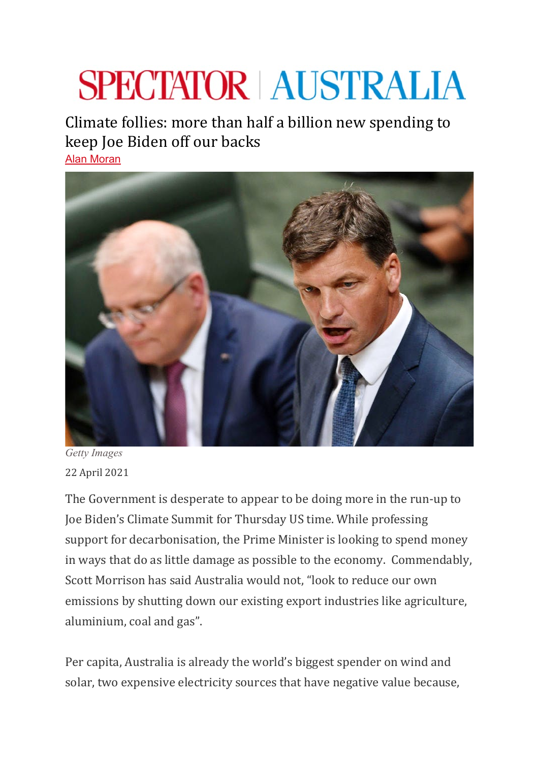# SPECTATOR | AUSTRALIA

## Climate follies: more than half a billion new spending to keep Joe Biden off our backs

Alan Moran

*Getty Images*

22 April 2021

The Government is desperate to appear to be doing more in the run-up to Joe Biden's Climate Summit for Thursday US time. While professing support for decarbonisation, the Prime Minister is looking to spend money in ways that do as little damage as possible to the economy. Commendably, Scott Morrison has said Australia would not, "look to reduce our own emissions by shutting down our existing export industries like agriculture, aluminium, coal and gas".

Per capita, Australia is already the world's biggest spender on wind and solar, two expensive electricity sources that have negative value because,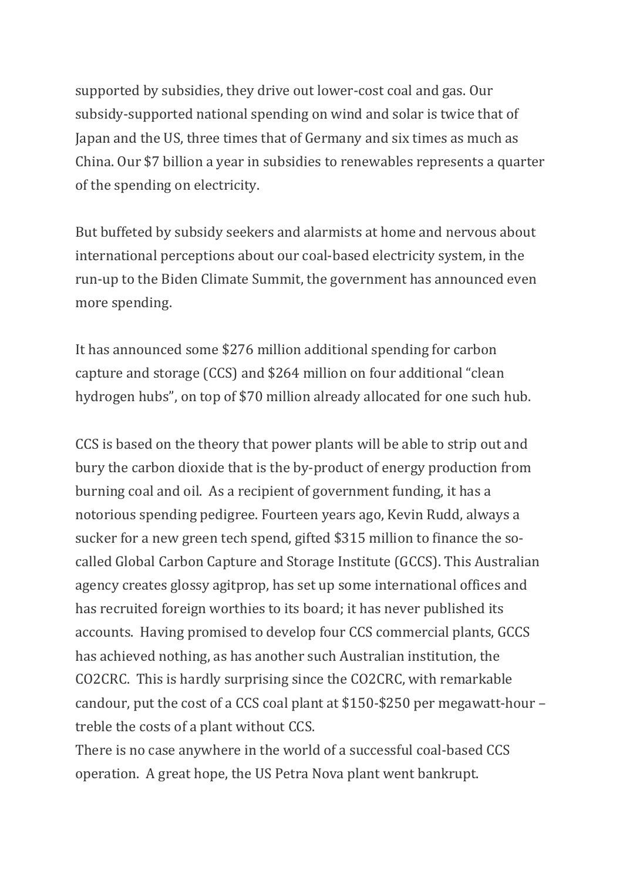supported by subsidies, they drive out lower-cost coal and gas. Our subsidy-supported national spending on wind and solar is twice that of Japan and the US, three times that of Germany and six times as much as China. Our $7 billion a year in subsidies to renewables represents a quarter of the spending on electricity.

But buffeted by subsidy seekers and alarmists at home and nervous about international perceptions about our coal-based electricity system, in the run-up to the Biden Climate Summit, the government has announced even more spending.

It has announced some $276 million additional spending for carbon capture and storage (CCS) and $264 million on four additional "clean hydrogen hubs", on top of $70 million already allocated for one such hub.

CCS is based on the theory that power plants will be able to strip out and bury the carbon dioxide that is the by-product of energy production from burning coal and oil. As a recipient of government funding, it has a notorious spending pedigree. Fourteen years ago, Kevin Rudd, always a sucker for a new green tech spend, gifted $315 million to finance the so-called Global Carbon Capture and Storage Institute (GCCS). This Australian agency creates glossy agitprop, has set up some international offices and has recruited foreign worthies to its board; it has never published its accounts. Having promised to develop four CCS commercial plants, GCCS has achieved nothing, as has another such Australian institution, the CO2CRC. This is hardly surprising since the CO2CRC, with remarkable candour, put the cost of a CCS coal plant at $150-$250 per megawatt-hour – treble the costs of a plant without CCS.

There is no case anywhere in the world of a successful coal-based CCS operation. A great hope, the US Petra Nova plant went bankrupt.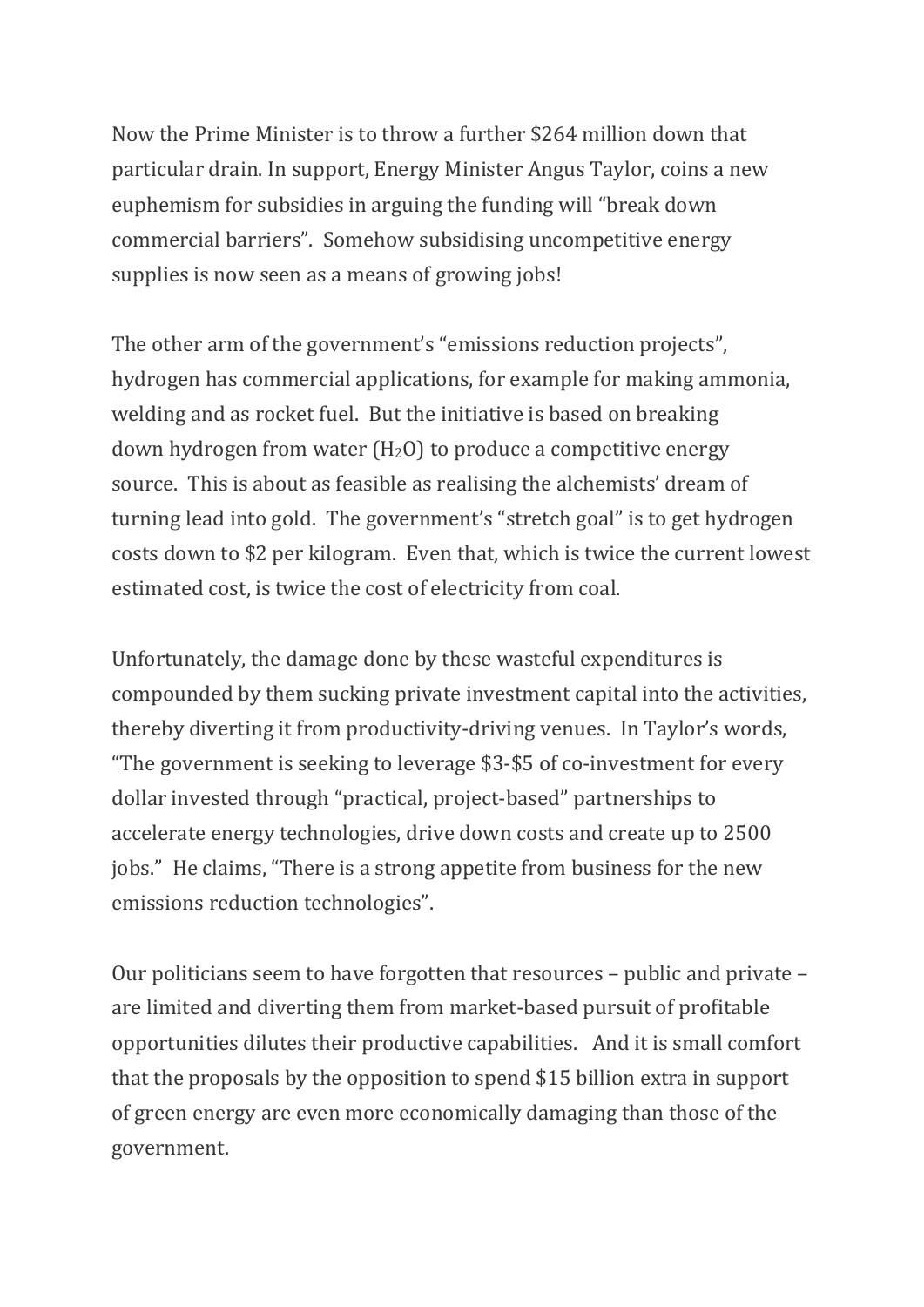Now the Prime Minister is to throw a further $264 million down that particular drain. In support, Energy Minister Angus Taylor, coins a new euphemism for subsidies in arguing the funding will "break down commercial barriers". Somehow subsidising uncompetitive energy supplies is now seen as a means of growing jobs!

The other arm of the government's "emissions reduction projects", hydrogen has commercial applications, for example for making ammonia, welding and as rocket fuel. But the initiative is based on breaking down hydrogen from water ($H_2O$) to produce a competitive energy source. This is about as feasible as realising the alchemists' dream of turning lead into gold. The government's "stretch goal" is to get hydrogen costs down to $2 per kilogram. Even that, which is twice the current lowest estimated cost, is twice the cost of electricity from coal.

Unfortunately, the damage done by these wasteful expenditures is compounded by them sucking private investment capital into the activities, thereby diverting it from productivity-driving venues. In Taylor's words, "The government is seeking to leverage $3-$5 of co-investment for every dollar invested through "practical, project-based" partnerships to accelerate energy technologies, drive down costs and create up to 2500 jobs." He claims, "There is a strong appetite from business for the new emissions reduction technologies".

Our politicians seem to have forgotten that resources – public and private – are limited and diverting them from market-based pursuit of profitable opportunities dilutes their productive capabilities. And it is small comfort that the proposals by the opposition to spend $15 billion extra in support of green energy are even more economically damaging than those of the government.